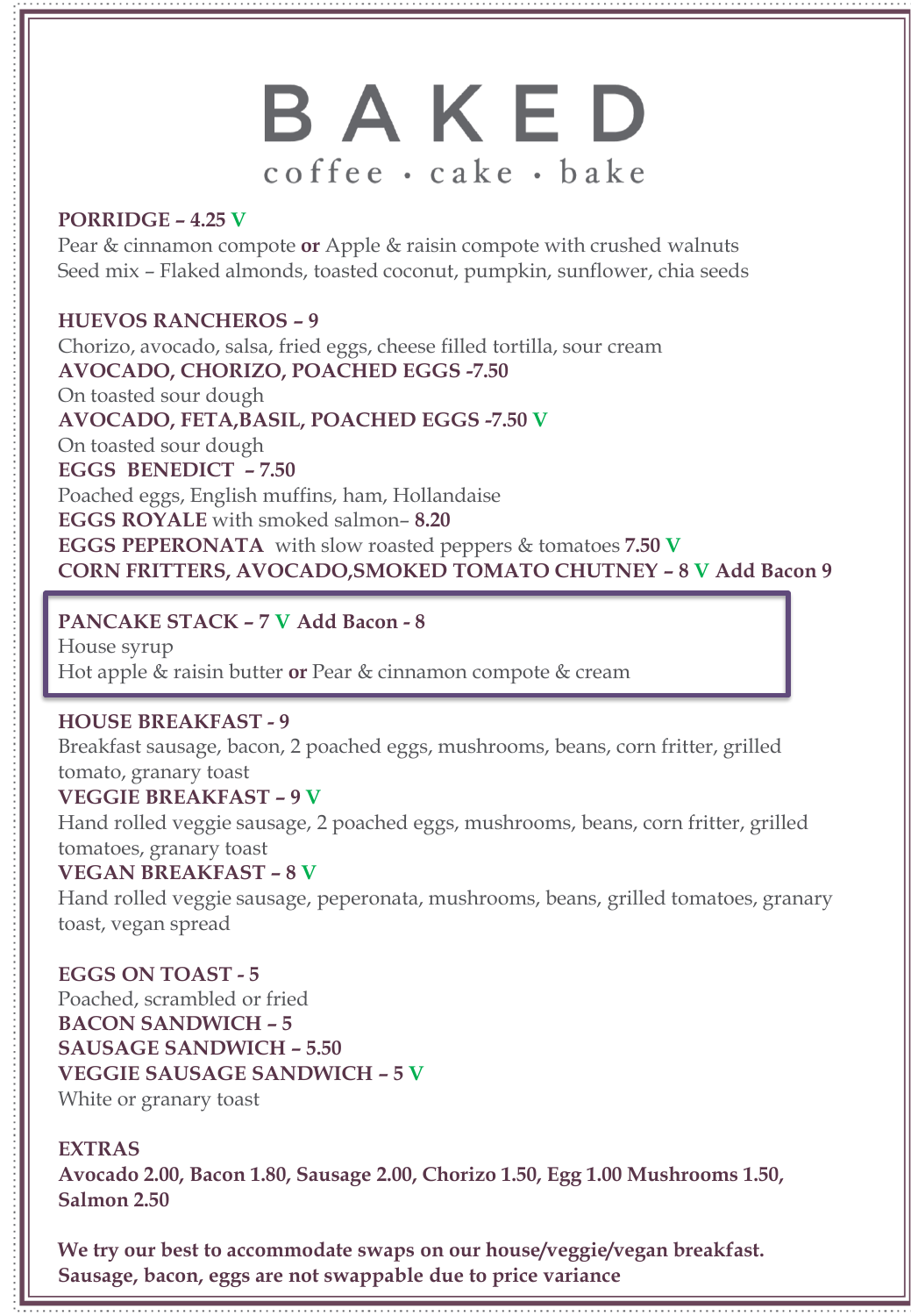# BAKED

coffee • cake • bake

**PORRIDGE – 4.25 V**
Pear & cinnamon compote **or** Apple & raisin compote with crushed walnuts
Seed mix – Flaked almonds, toasted coconut, pumpkin, sunflower, chia seeds

**HUEVOS RANCHEROS – 9**
Chorizo, avocado, salsa, fried eggs, cheese filled tortilla, sour cream

**AVOCADO, CHORIZO, POACHED EGGS -7.50**
On toasted sour dough

**AVOCADO, FETA,BASIL, POACHED EGGS -7.50 V**
On toasted sour dough

**EGGS BENEDICT – 7.50**
Poached eggs, English muffins, ham, Hollandaise

**EGGS ROYALE** with smoked salmon– **8.20**

**EGGS PEPERONATA** with slow roasted peppers & tomatoes **7.50 V**

**CORN FRITTERS, AVOCADO,SMOKED TOMATO CHUTNEY – 8 V Add Bacon 9**

**PANCAKE STACK – 7 V Add Bacon - 8**
House syrup
Hot apple & raisin butter **or** Pear & cinnamon compote & cream

**HOUSE BREAKFAST - 9**
Breakfast sausage, bacon, 2 poached eggs, mushrooms, beans, corn fritter, grilled tomato, granary toast

**VEGGIE BREAKFAST – 9 V**
Hand rolled veggie sausage, 2 poached eggs, mushrooms, beans, corn fritter, grilled tomatoes, granary toast

**VEGAN BREAKFAST – 8 V**
Hand rolled veggie sausage, peperonata, mushrooms, beans, grilled tomatoes, granary toast, vegan spread

**EGGS ON TOAST - 5**
Poached, scrambled or fried

**BACON SANDWICH – 5**

**SAUSAGE SANDWICH – 5.50**

**VEGGIE SAUSAGE SANDWICH – 5 V**
White or granary toast

**EXTRAS**
**Avocado 2.00, Bacon 1.80, Sausage 2.00, Chorizo 1.50, Egg 1.00 Mushrooms 1.50, Salmon 2.50**

**We try our best to accommodate swaps on our house/veggie/vegan breakfast. Sausage, bacon, eggs are not swappable due to price variance**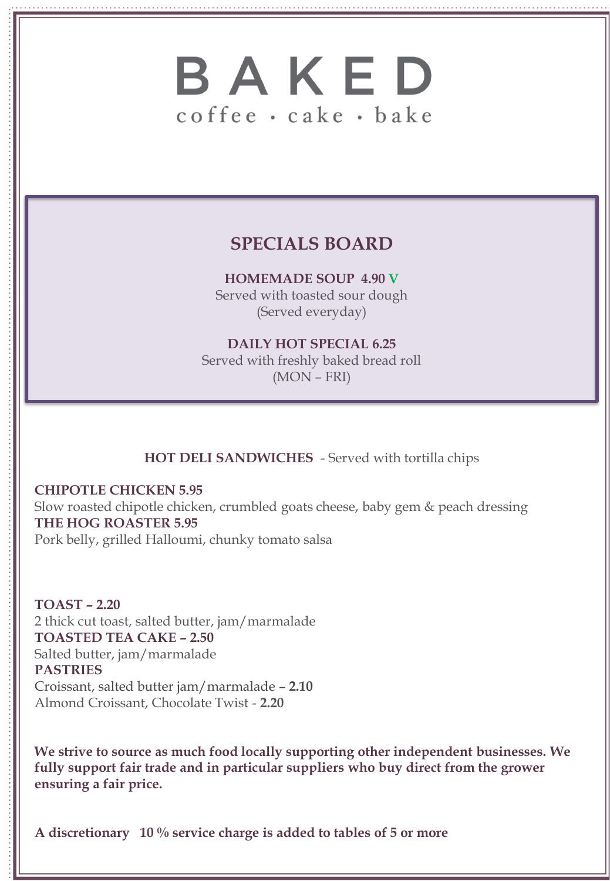# BAKED

coffee • cake • bake

## SPECIALS BOARD

**HOMEMADE SOUP 4.90 V**
Served with toasted sour dough
(Served everyday)

**DAILY HOT SPECIAL 6.25**
Served with freshly baked bread roll
(MON – FRI)

**HOT DELI SANDWICHES** - Served with tortilla chips

**CHIPOTLE CHICKEN 5.95**
Slow roasted chipotle chicken, crumbled goats cheese, baby gem & peach dressing
**THE HOG ROASTER 5.95**
Pork belly, grilled Halloumi, chunky tomato salsa

**TOAST – 2.20**
2 thick cut toast, salted butter, jam/marmalade
**TOASTED TEA CAKE – 2.50**
Salted butter, jam/marmalade
**PASTRIES**
Croissant, salted butter jam/marmalade – **2.10**
Almond Croissant, Chocolate Twist - **2.20**

**We strive to source as much food locally supporting other independent businesses. We fully support fair trade and in particular suppliers who buy direct from the grower ensuring a fair price.**

**A discretionary 10 % service charge is added to tables of 5 or more**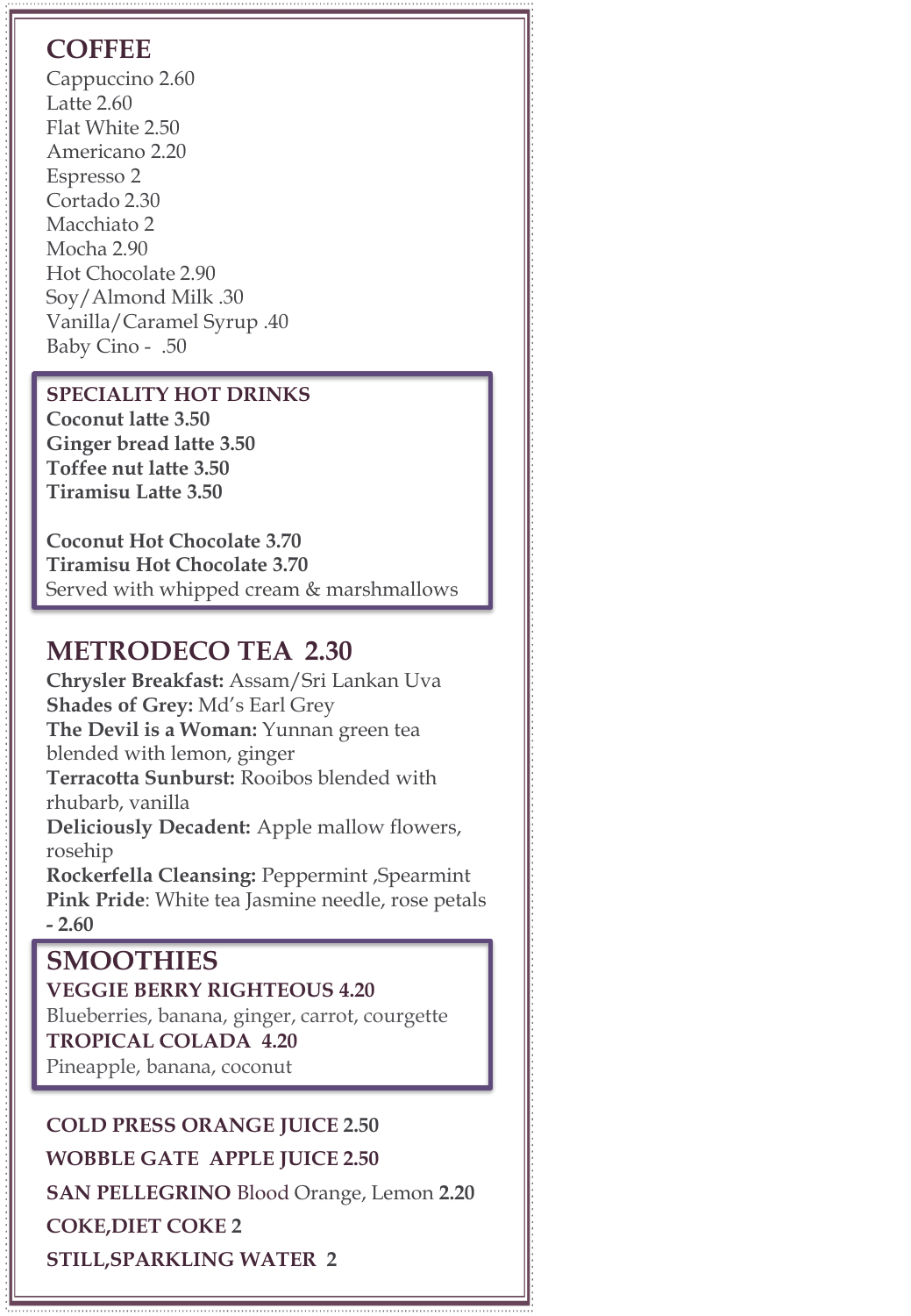## COFFEE

Cappuccino 2.60
Latte 2.60
Flat White 2.50
Americano 2.20
Espresso 2
Cortado 2.30
Macchiato 2
Mocha 2.90
Hot Chocolate 2.90
Soy/Almond Milk .30
Vanilla/Caramel Syrup .40
Baby Cino - .50

**SPECIALITY HOT DRINKS**
**Coconut latte 3.50**
**Ginger bread latte 3.50**
**Toffee nut latte 3.50**
**Tiramisu Latte 3.50**

**Coconut Hot Chocolate 3.70**
**Tiramisu Hot Chocolate 3.70**
Served with whipped cream & marshmallows

## METRODECO TEA 2.30

**Chrysler Breakfast:** Assam/Sri Lankan Uva
**Shades of Grey:** Md's Earl Grey
**The Devil is a Woman:** Yunnan green tea blended with lemon, ginger
**Terracotta Sunburst:** Rooibos blended with rhubarb, vanilla
**Deliciously Decadent:** Apple mallow flowers, rosehip
**Rockerfella Cleansing:** Peppermint ,Spearmint
**Pink Pride**: White tea Jasmine needle, rose petals **- 2.60**

## SMOOTHIES

**VEGGIE BERRY RIGHTEOUS 4.20**
Blueberries, banana, ginger, carrot, courgette
**TROPICAL COLADA 4.20**
Pineapple, banana, coconut

**COLD PRESS ORANGE JUICE 2.50**

**WOBBLE GATE APPLE JUICE 2.50**

**SAN PELLEGRINO** Blood Orange, Lemon **2.20**

**COKE,DIET COKE 2**

**STILL,SPARKLING WATER 2**